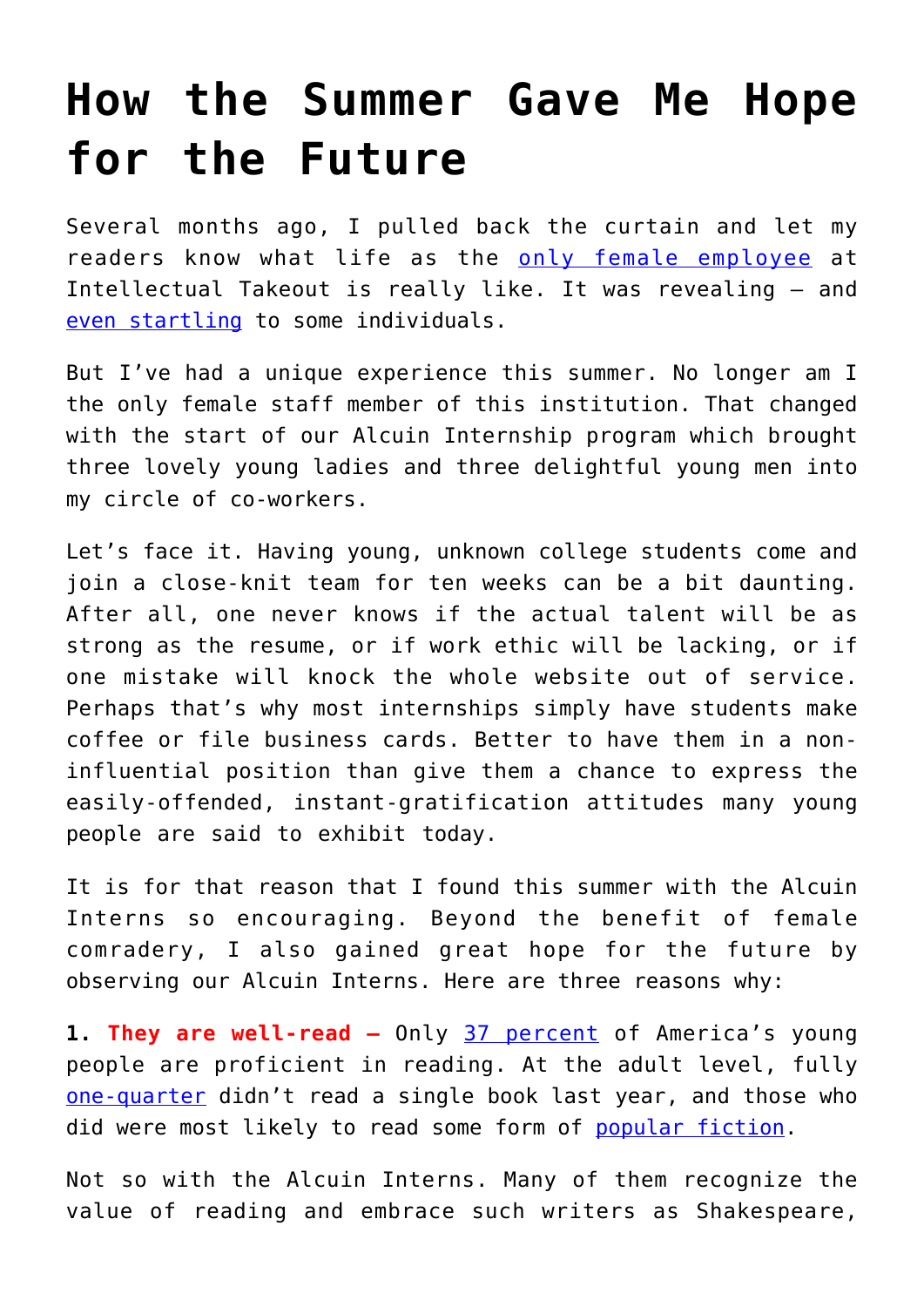# How the Summer Gave Me Hope for the Future

Several months ago, I pulled back the curtain and let my readers know what life as the only female employee at Intellectual Takeout is really like. It was revealing – and even startling to some individuals.

But I've had a unique experience this summer. No longer am I the only female staff member of this institution. That changed with the start of our Alcuin Internship program which brought three lovely young ladies and three delightful young men into my circle of co-workers.

Let's face it. Having young, unknown college students come and join a close-knit team for ten weeks can be a bit daunting. After all, one never knows if the actual talent will be as strong as the resume, or if work ethic will be lacking, or if one mistake will knock the whole website out of service. Perhaps that's why most internships simply have students make coffee or file business cards. Better to have them in a non-influential position than give them a chance to express the easily-offended, instant-gratification attitudes many young people are said to exhibit today.

It is for that reason that I found this summer with the Alcuin Interns so encouraging. Beyond the benefit of female comradery, I also gained great hope for the future by observing our Alcuin Interns. Here are three reasons why:

**1. They are well-read –** Only 37 percent of America's young people are proficient in reading. At the adult level, fully one-quarter didn't read a single book last year, and those who did were most likely to read some form of popular fiction.

Not so with the Alcuin Interns. Many of them recognize the value of reading and embrace such writers as Shakespeare,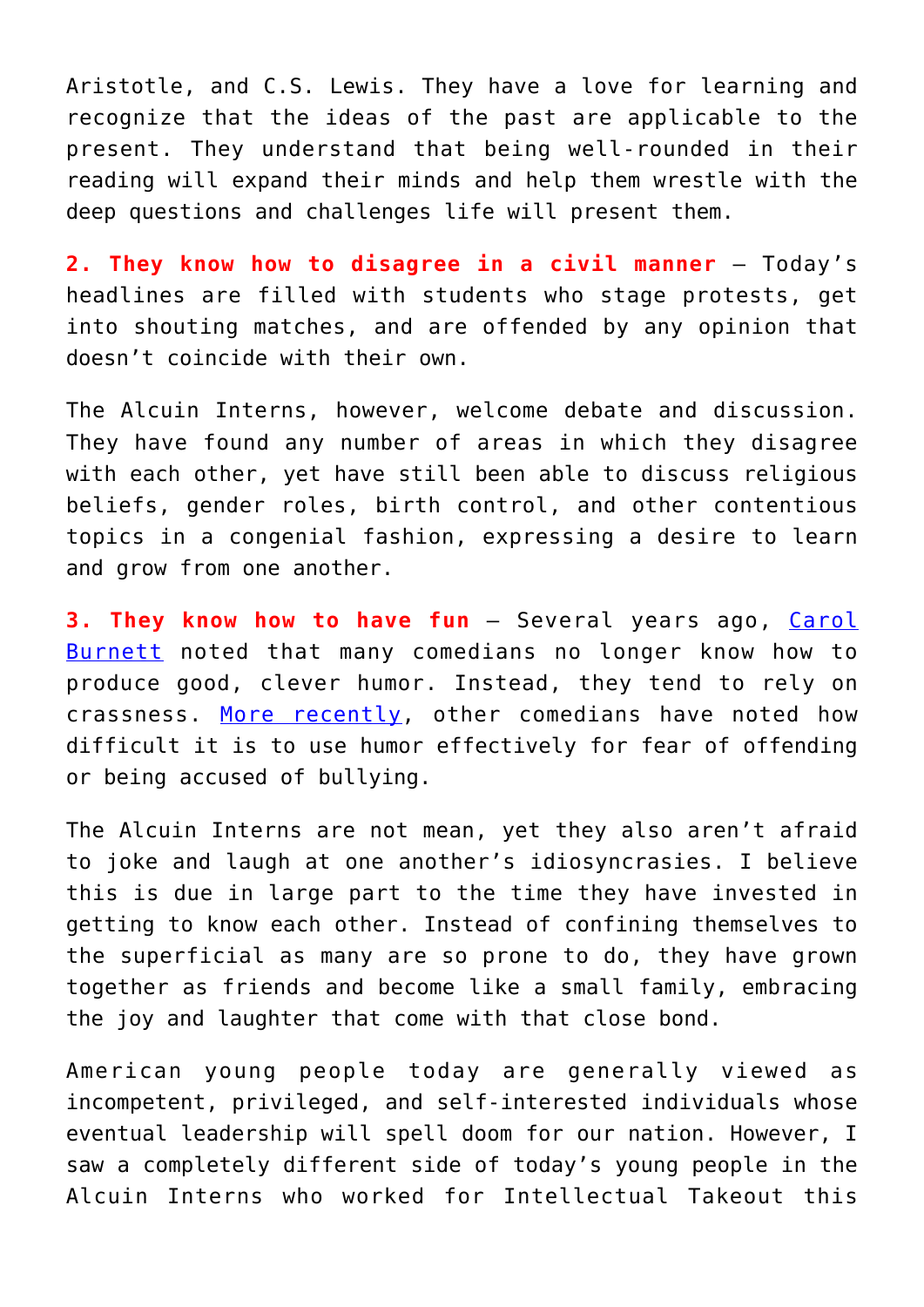Aristotle, and C.S. Lewis. They have a love for learning and recognize that the ideas of the past are applicable to the present. They understand that being well-rounded in their reading will expand their minds and help them wrestle with the deep questions and challenges life will present them.

**2. They know how to disagree in a civil manner** – Today's headlines are filled with students who stage protests, get into shouting matches, and are offended by any opinion that doesn't coincide with their own.

The Alcuin Interns, however, welcome debate and discussion. They have found any number of areas in which they disagree with each other, yet have still been able to discuss religious beliefs, gender roles, birth control, and other contentious topics in a congenial fashion, expressing a desire to learn and grow from one another.

**3. They know how to have fun** – Several years ago, Carol Burnett noted that many comedians no longer know how to produce good, clever humor. Instead, they tend to rely on crassness. More recently, other comedians have noted how difficult it is to use humor effectively for fear of offending or being accused of bullying.

The Alcuin Interns are not mean, yet they also aren't afraid to joke and laugh at one another's idiosyncrasies. I believe this is due in large part to the time they have invested in getting to know each other. Instead of confining themselves to the superficial as many are so prone to do, they have grown together as friends and become like a small family, embracing the joy and laughter that come with that close bond.

American young people today are generally viewed as incompetent, privileged, and self-interested individuals whose eventual leadership will spell doom for our nation. However, I saw a completely different side of today's young people in the Alcuin Interns who worked for Intellectual Takeout this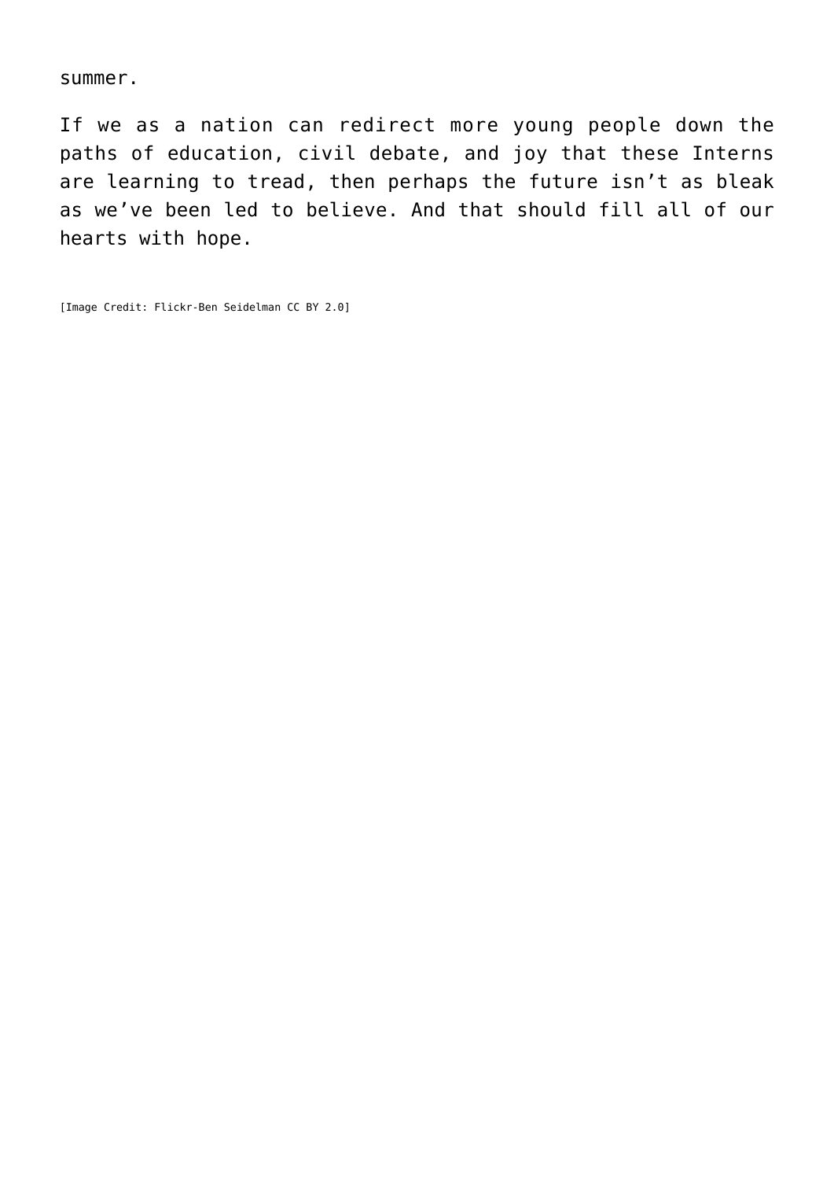summer.

If we as a nation can redirect more young people down the paths of education, civil debate, and joy that these Interns are learning to tread, then perhaps the future isn't as bleak as we've been led to believe. And that should fill all of our hearts with hope.

[Image Credit: Flickr-Ben Seidelman CC BY 2.0]